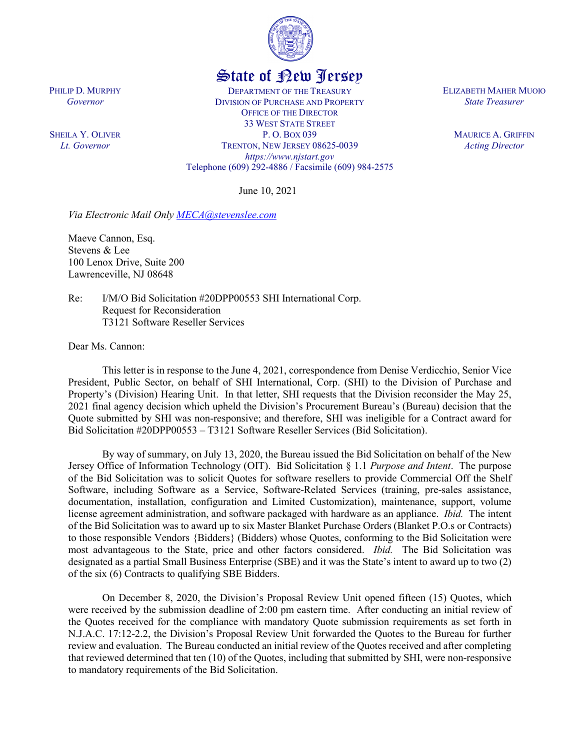# State of New Jersey

PHILIP D. MURPHY
*Governor*

SHEILA Y. OLIVER
*Lt. Governor*

DEPARTMENT OF THE TREASURY
DIVISION OF PURCHASE AND PROPERTY
OFFICE OF THE DIRECTOR
33 WEST STATE STREET
P. O. BOX 039
TRENTON, NEW JERSEY 08625-0039
*https://www.njstart.gov*
Telephone (609) 292-4886 / Facsimile (609) 984-2575

ELIZABETH MAHER MUOIO
*State Treasurer*

MAURICE A. GRIFFIN
*Acting Director*

June 10, 2021

*Via Electronic Mail Only MECA@stevenslee.com*

Maeve Cannon, Esq.
Stevens & Lee
100 Lenox Drive, Suite 200
Lawrenceville, NJ 08648

Re: I/M/O Bid Solicitation #20DPP00553 SHI International Corp.
Request for Reconsideration
T3121 Software Reseller Services

Dear Ms. Cannon:

This letter is in response to the June 4, 2021, correspondence from Denise Verdicchio, Senior Vice President, Public Sector, on behalf of SHI International, Corp. (SHI) to the Division of Purchase and Property's (Division) Hearing Unit. In that letter, SHI requests that the Division reconsider the May 25, 2021 final agency decision which upheld the Division's Procurement Bureau's (Bureau) decision that the Quote submitted by SHI was non-responsive; and therefore, SHI was ineligible for a Contract award for Bid Solicitation #20DPP00553 – T3121 Software Reseller Services (Bid Solicitation).

By way of summary, on July 13, 2020, the Bureau issued the Bid Solicitation on behalf of the New Jersey Office of Information Technology (OIT). Bid Solicitation § 1.1 *Purpose and Intent*. The purpose of the Bid Solicitation was to solicit Quotes for software resellers to provide Commercial Off the Shelf Software, including Software as a Service, Software-Related Services (training, pre-sales assistance, documentation, installation, configuration and Limited Customization), maintenance, support, volume license agreement administration, and software packaged with hardware as an appliance. *Ibid.* The intent of the Bid Solicitation was to award up to six Master Blanket Purchase Orders (Blanket P.O.s or Contracts) to those responsible Vendors {Bidders} (Bidders) whose Quotes, conforming to the Bid Solicitation were most advantageous to the State, price and other factors considered. *Ibid.* The Bid Solicitation was designated as a partial Small Business Enterprise (SBE) and it was the State's intent to award up to two (2) of the six (6) Contracts to qualifying SBE Bidders.

On December 8, 2020, the Division's Proposal Review Unit opened fifteen (15) Quotes, which were received by the submission deadline of 2:00 pm eastern time. After conducting an initial review of the Quotes received for the compliance with mandatory Quote submission requirements as set forth in N.J.A.C. 17:12-2.2, the Division's Proposal Review Unit forwarded the Quotes to the Bureau for further review and evaluation. The Bureau conducted an initial review of the Quotes received and after completing that reviewed determined that ten (10) of the Quotes, including that submitted by SHI, were non-responsive to mandatory requirements of the Bid Solicitation.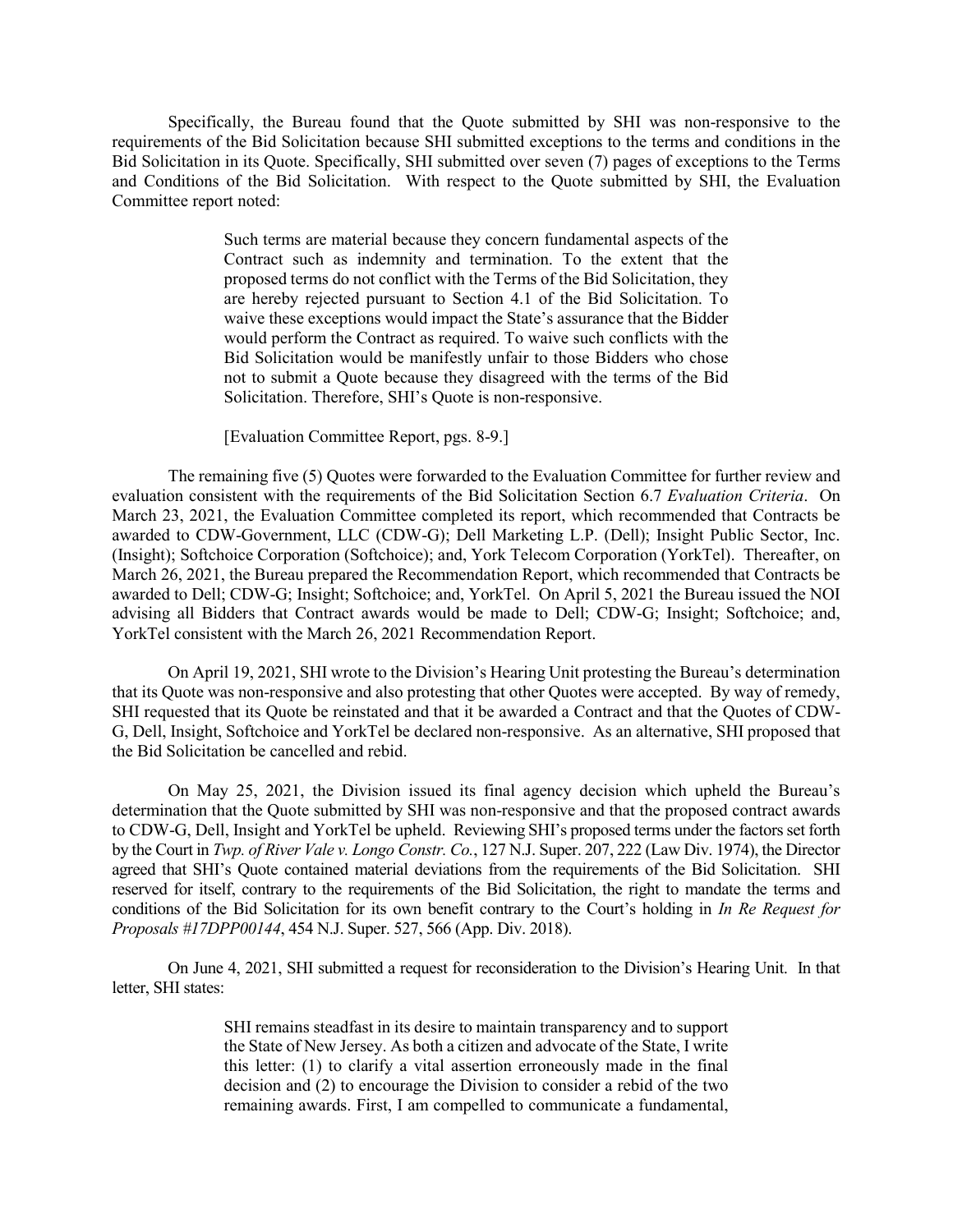Specifically, the Bureau found that the Quote submitted by SHI was non-responsive to the requirements of the Bid Solicitation because SHI submitted exceptions to the terms and conditions in the Bid Solicitation in its Quote. Specifically, SHI submitted over seven (7) pages of exceptions to the Terms and Conditions of the Bid Solicitation. With respect to the Quote submitted by SHI, the Evaluation Committee report noted:

> Such terms are material because they concern fundamental aspects of the Contract such as indemnity and termination. To the extent that the proposed terms do not conflict with the Terms of the Bid Solicitation, they are hereby rejected pursuant to Section 4.1 of the Bid Solicitation. To waive these exceptions would impact the State's assurance that the Bidder would perform the Contract as required. To waive such conflicts with the Bid Solicitation would be manifestly unfair to those Bidders who chose not to submit a Quote because they disagreed with the terms of the Bid Solicitation. Therefore, SHI's Quote is non-responsive.
>
> [Evaluation Committee Report, pgs. 8-9.]

The remaining five (5) Quotes were forwarded to the Evaluation Committee for further review and evaluation consistent with the requirements of the Bid Solicitation Section 6.7 *Evaluation Criteria*. On March 23, 2021, the Evaluation Committee completed its report, which recommended that Contracts be awarded to CDW-Government, LLC (CDW-G); Dell Marketing L.P. (Dell); Insight Public Sector, Inc. (Insight); Softchoice Corporation (Softchoice); and, York Telecom Corporation (YorkTel). Thereafter, on March 26, 2021, the Bureau prepared the Recommendation Report, which recommended that Contracts be awarded to Dell; CDW-G; Insight; Softchoice; and, YorkTel. On April 5, 2021 the Bureau issued the NOI advising all Bidders that Contract awards would be made to Dell; CDW-G; Insight; Softchoice; and, YorkTel consistent with the March 26, 2021 Recommendation Report.

On April 19, 2021, SHI wrote to the Division's Hearing Unit protesting the Bureau's determination that its Quote was non-responsive and also protesting that other Quotes were accepted. By way of remedy, SHI requested that its Quote be reinstated and that it be awarded a Contract and that the Quotes of CDW-G, Dell, Insight, Softchoice and YorkTel be declared non-responsive. As an alternative, SHI proposed that the Bid Solicitation be cancelled and rebid.

On May 25, 2021, the Division issued its final agency decision which upheld the Bureau's determination that the Quote submitted by SHI was non-responsive and that the proposed contract awards to CDW-G, Dell, Insight and YorkTel be upheld. Reviewing SHI's proposed terms under the factors set forth by the Court in *Twp. of River Vale v. Longo Constr. Co.*, 127 N.J. Super. 207, 222 (Law Div. 1974), the Director agreed that SHI's Quote contained material deviations from the requirements of the Bid Solicitation. SHI reserved for itself, contrary to the requirements of the Bid Solicitation, the right to mandate the terms and conditions of the Bid Solicitation for its own benefit contrary to the Court's holding in *In Re Request for Proposals #17DPP00144*, 454 N.J. Super. 527, 566 (App. Div. 2018).

On June 4, 2021, SHI submitted a request for reconsideration to the Division's Hearing Unit. In that letter, SHI states:

> SHI remains steadfast in its desire to maintain transparency and to support the State of New Jersey. As both a citizen and advocate of the State, I write this letter: (1) to clarify a vital assertion erroneously made in the final decision and (2) to encourage the Division to consider a rebid of the two remaining awards. First, I am compelled to communicate a fundamental,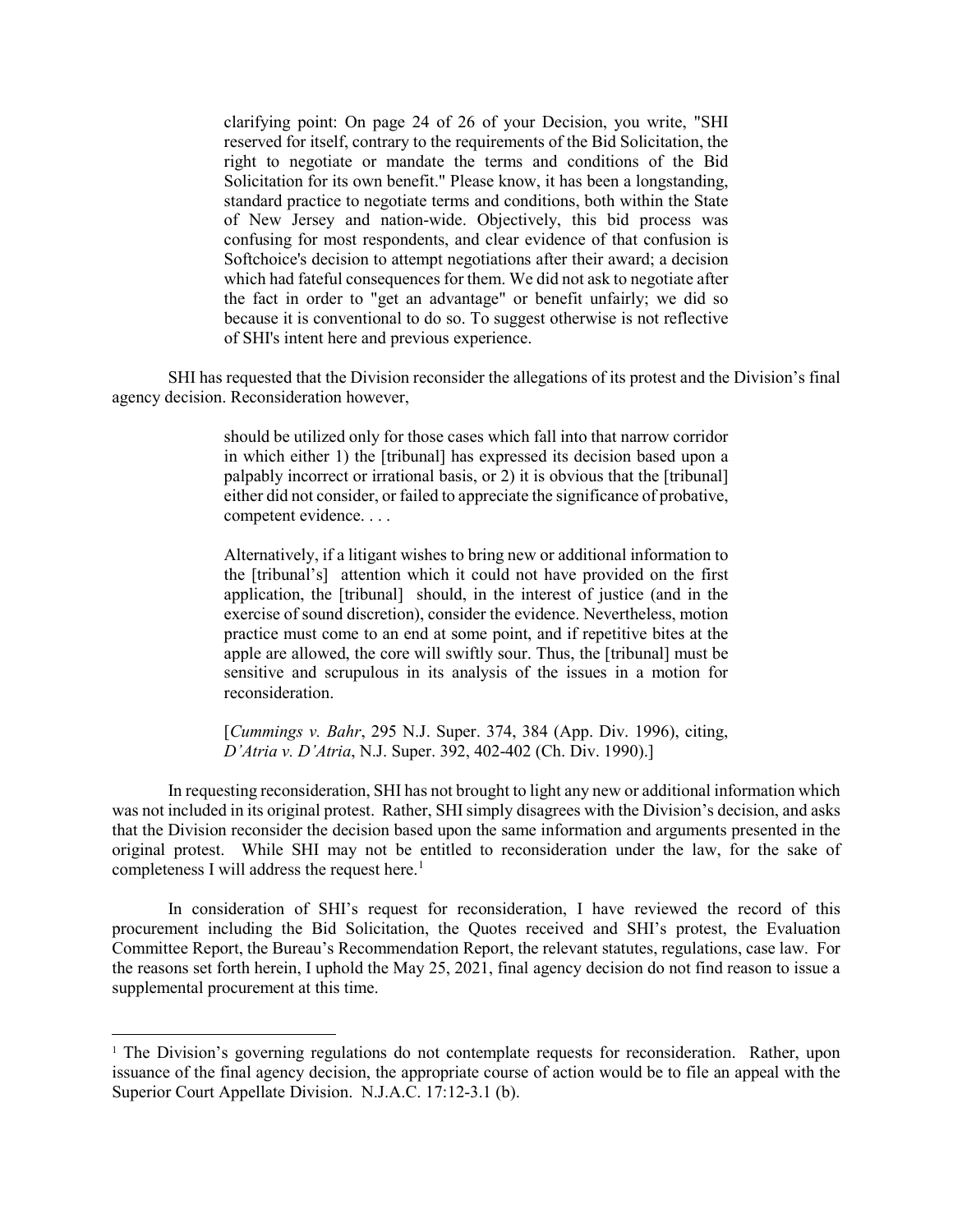> clarifying point: On page 24 of 26 of your Decision, you write, "SHI reserved for itself, contrary to the requirements of the Bid Solicitation, the right to negotiate or mandate the terms and conditions of the Bid Solicitation for its own benefit." Please know, it has been a longstanding, standard practice to negotiate terms and conditions, both within the State of New Jersey and nation-wide. Objectively, this bid process was confusing for most respondents, and clear evidence of that confusion is Softchoice's decision to attempt negotiations after their award; a decision which had fateful consequences for them. We did not ask to negotiate after the fact in order to "get an advantage" or benefit unfairly; we did so because it is conventional to do so. To suggest otherwise is not reflective of SHI's intent here and previous experience.

SHI has requested that the Division reconsider the allegations of its protest and the Division's final agency decision. Reconsideration however,

> should be utilized only for those cases which fall into that narrow corridor in which either 1) the [tribunal] has expressed its decision based upon a palpably incorrect or irrational basis, or 2) it is obvious that the [tribunal] either did not consider, or failed to appreciate the significance of probative, competent evidence. . . .
>
> Alternatively, if a litigant wishes to bring new or additional information to the [tribunal's] attention which it could not have provided on the first application, the [tribunal] should, in the interest of justice (and in the exercise of sound discretion), consider the evidence. Nevertheless, motion practice must come to an end at some point, and if repetitive bites at the apple are allowed, the core will swiftly sour. Thus, the [tribunal] must be sensitive and scrupulous in its analysis of the issues in a motion for reconsideration.
>
> [*Cummings v. Bahr*, 295 N.J. Super. 374, 384 (App. Div. 1996), citing, *D'Atria v. D'Atria*, N.J. Super. 392, 402-402 (Ch. Div. 1990).]

In requesting reconsideration, SHI has not brought to light any new or additional information which was not included in its original protest. Rather, SHI simply disagrees with the Division's decision, and asks that the Division reconsider the decision based upon the same information and arguments presented in the original protest. While SHI may not be entitled to reconsideration under the law, for the sake of completeness I will address the request here.[1]

In consideration of SHI's request for reconsideration, I have reviewed the record of this procurement including the Bid Solicitation, the Quotes received and SHI's protest, the Evaluation Committee Report, the Bureau's Recommendation Report, the relevant statutes, regulations, case law. For the reasons set forth herein, I uphold the May 25, 2021, final agency decision do not find reason to issue a supplemental procurement at this time.

---

[1] The Division's governing regulations do not contemplate requests for reconsideration. Rather, upon issuance of the final agency decision, the appropriate course of action would be to file an appeal with the Superior Court Appellate Division. N.J.A.C. 17:12-3.1 (b).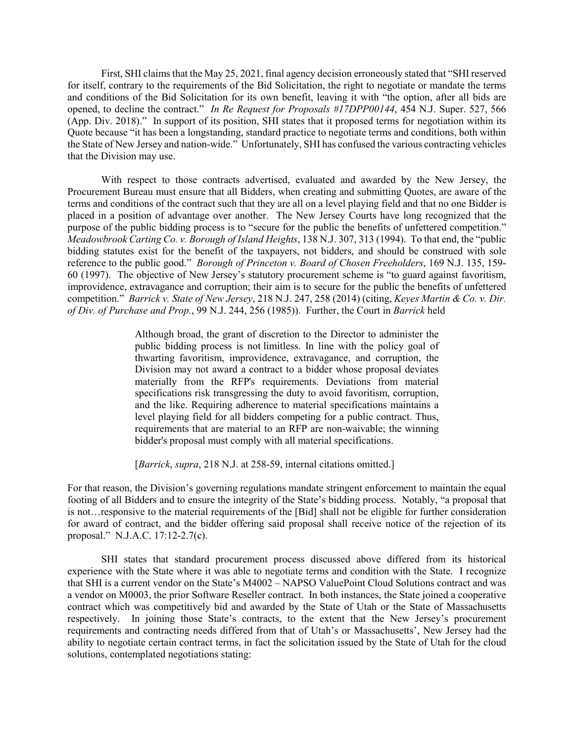First, SHI claims that the May 25, 2021, final agency decision erroneously stated that "SHI reserved for itself, contrary to the requirements of the Bid Solicitation, the right to negotiate or mandate the terms and conditions of the Bid Solicitation for its own benefit, leaving it with "the option, after all bids are opened, to decline the contract." *In Re Request for Proposals #17DPP00144*, 454 N.J. Super. 527, 566 (App. Div. 2018)." In support of its position, SHI states that it proposed terms for negotiation within its Quote because "it has been a longstanding, standard practice to negotiate terms and conditions, both within the State of New Jersey and nation-wide." Unfortunately, SHI has confused the various contracting vehicles that the Division may use.

With respect to those contracts advertised, evaluated and awarded by the New Jersey, the Procurement Bureau must ensure that all Bidders, when creating and submitting Quotes, are aware of the terms and conditions of the contract such that they are all on a level playing field and that no one Bidder is placed in a position of advantage over another. The New Jersey Courts have long recognized that the purpose of the public bidding process is to "secure for the public the benefits of unfettered competition." *Meadowbrook Carting Co. v. Borough of Island Heights*, 138 N.J. 307, 313 (1994). To that end, the "public bidding statutes exist for the benefit of the taxpayers, not bidders, and should be construed with sole reference to the public good." *Borough of Princeton v. Board of Chosen Freeholders*, 169 N.J. 135, 159-60 (1997). The objective of New Jersey's statutory procurement scheme is "to guard against favoritism, improvidence, extravagance and corruption; their aim is to secure for the public the benefits of unfettered competition." *Barrick v. State of New Jersey*, 218 N.J. 247, 258 (2014) (citing, *Keyes Martin & Co. v. Dir. of Div. of Purchase and Prop.*, 99 N.J. 244, 256 (1985)). Further, the Court in *Barrick* held

> Although broad, the grant of discretion to the Director to administer the public bidding process is not limitless. In line with the policy goal of thwarting favoritism, improvidence, extravagance, and corruption, the Division may not award a contract to a bidder whose proposal deviates materially from the RFP's requirements. Deviations from material specifications risk transgressing the duty to avoid favoritism, corruption, and the like. Requiring adherence to material specifications maintains a level playing field for all bidders competing for a public contract. Thus, requirements that are material to an RFP are non-waivable; the winning bidder's proposal must comply with all material specifications.
>
> [*Barrick*, *supra*, 218 N.J. at 258-59, internal citations omitted.]

For that reason, the Division's governing regulations mandate stringent enforcement to maintain the equal footing of all Bidders and to ensure the integrity of the State's bidding process. Notably, "a proposal that is not…responsive to the material requirements of the [Bid] shall not be eligible for further consideration for award of contract, and the bidder offering said proposal shall receive notice of the rejection of its proposal." N.J.A.C. 17:12-2.7(c).

SHI states that standard procurement process discussed above differed from its historical experience with the State where it was able to negotiate terms and condition with the State. I recognize that SHI is a current vendor on the State's M4002 – NAPSO ValuePoint Cloud Solutions contract and was a vendor on M0003, the prior Software Reseller contract. In both instances, the State joined a cooperative contract which was competitively bid and awarded by the State of Utah or the State of Massachusetts respectively. In joining those State's contracts, to the extent that the New Jersey's procurement requirements and contracting needs differed from that of Utah's or Massachusetts', New Jersey had the ability to negotiate certain contract terms, in fact the solicitation issued by the State of Utah for the cloud solutions, contemplated negotiations stating: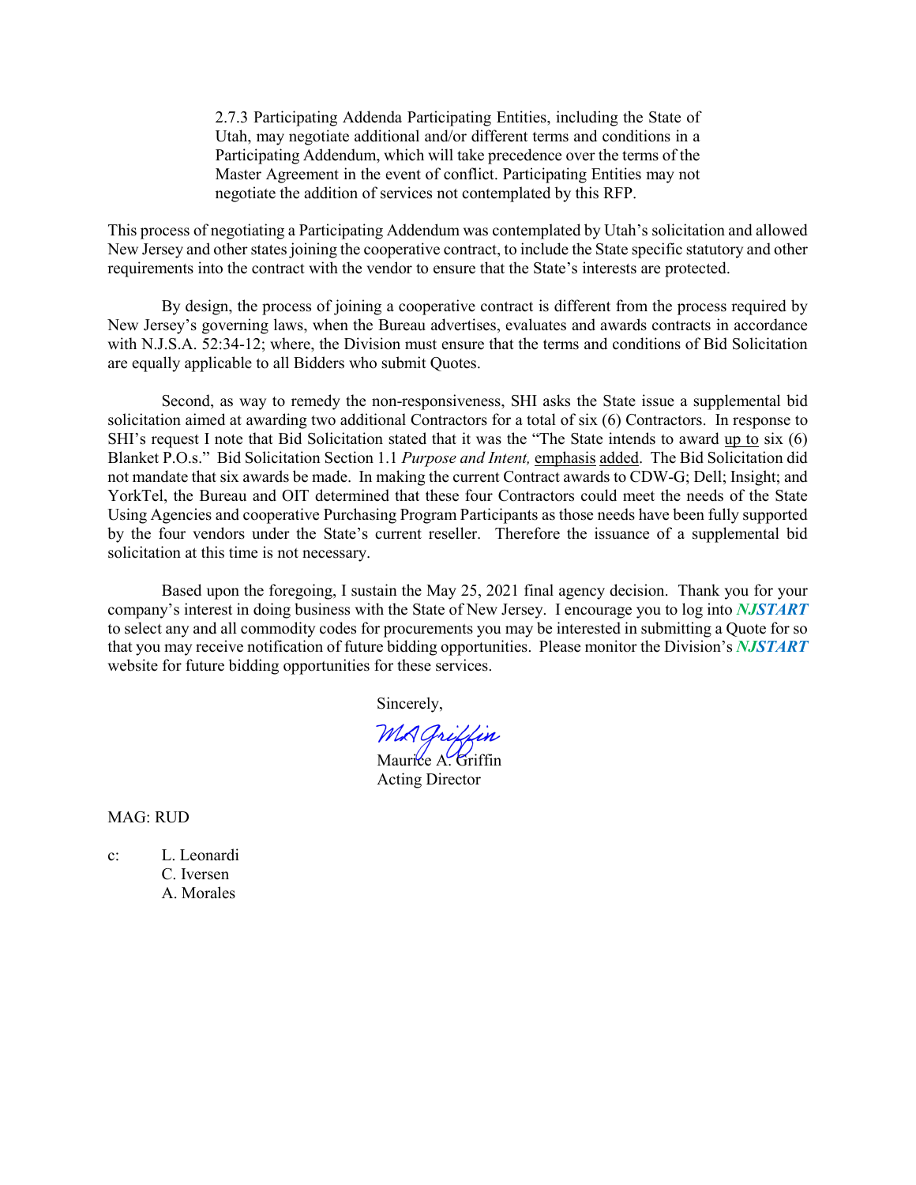> 2.7.3 Participating Addenda Participating Entities, including the State of Utah, may negotiate additional and/or different terms and conditions in a Participating Addendum, which will take precedence over the terms of the Master Agreement in the event of conflict. Participating Entities may not negotiate the addition of services not contemplated by this RFP.

This process of negotiating a Participating Addendum was contemplated by Utah's solicitation and allowed New Jersey and other states joining the cooperative contract, to include the State specific statutory and other requirements into the contract with the vendor to ensure that the State's interests are protected.

By design, the process of joining a cooperative contract is different from the process required by New Jersey's governing laws, when the Bureau advertises, evaluates and awards contracts in accordance with N.J.S.A. 52:34-12; where, the Division must ensure that the terms and conditions of Bid Solicitation are equally applicable to all Bidders who submit Quotes.

Second, as way to remedy the non-responsiveness, SHI asks the State issue a supplemental bid solicitation aimed at awarding two additional Contractors for a total of six (6) Contractors. In response to SHI's request I note that Bid Solicitation stated that it was the "The State intends to award <u>up to</u> six (6) Blanket P.O.s." Bid Solicitation Section 1.1 *Purpose and Intent,* <u>emphasis added</u>. The Bid Solicitation did not mandate that six awards be made. In making the current Contract awards to CDW-G; Dell; Insight; and YorkTel, the Bureau and OIT determined that these four Contractors could meet the needs of the State Using Agencies and cooperative Purchasing Program Participants as those needs have been fully supported by the four vendors under the State's current reseller. Therefore the issuance of a supplemental bid solicitation at this time is not necessary.

Based upon the foregoing, I sustain the May 25, 2021 final agency decision. Thank you for your company's interest in doing business with the State of New Jersey. I encourage you to log into ***NJSTART*** to select any and all commodity codes for procurements you may be interested in submitting a Quote for so that you may receive notification of future bidding opportunities. Please monitor the Division's ***NJSTART*** website for future bidding opportunities for these services.

Sincerely,

MA Griffin

Maurice A. Griffin
Acting Director

MAG: RUD

c: L. Leonardi
C. Iversen
A. Morales